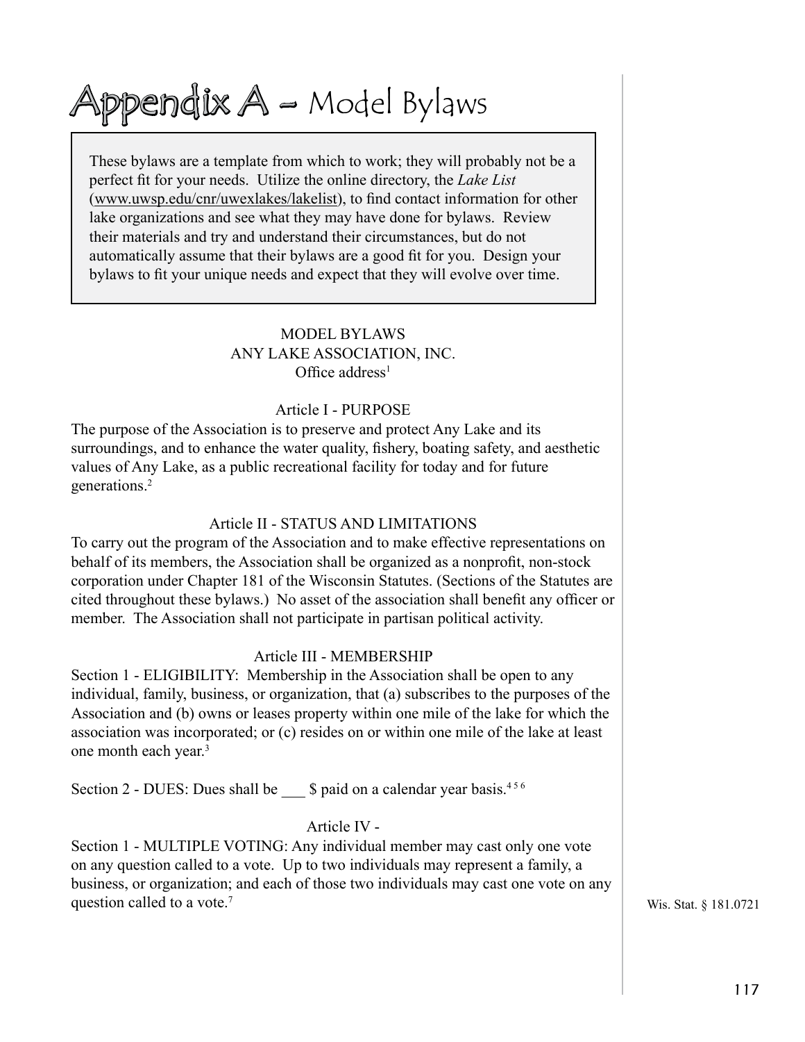# Appendix A – Model Bylaws

> These bylaws are a template from which to work; they will probably not be a perfect fit for your needs. Utilize the online directory, the *Lake List* (www.uwsp.edu/cnr/uwexlakes/lakelist), to find contact information for other lake organizations and see what they may have done for bylaws. Review their materials and try and understand their circumstances, but do not automatically assume that their bylaws are a good fit for you. Design your bylaws to fit your unique needs and expect that they will evolve over time.

MODEL BYLAWS
ANY LAKE ASSOCIATION, INC.
Office address[1]

### Article I - PURPOSE

The purpose of the Association is to preserve and protect Any Lake and its surroundings, and to enhance the water quality, fishery, boating safety, and aesthetic values of Any Lake, as a public recreational facility for today and for future generations.[2]

### Article II - STATUS AND LIMITATIONS

To carry out the program of the Association and to make effective representations on behalf of its members, the Association shall be organized as a nonprofit, non-stock corporation under Chapter 181 of the Wisconsin Statutes. (Sections of the Statutes are cited throughout these bylaws.) No asset of the association shall benefit any officer or member. The Association shall not participate in partisan political activity.

### Article III - MEMBERSHIP

Section 1 - ELIGIBILITY: Membership in the Association shall be open to any individual, family, business, or organization, that (a) subscribes to the purposes of the Association and (b) owns or leases property within one mile of the lake for which the association was incorporated; or (c) resides on or within one mile of the lake at least one month each year.[3]

Section 2 - DUES: Dues shall be ___ $ paid on a calendar year basis.[4 5 6]

### Article IV -

Section 1 - MULTIPLE VOTING: Any individual member may cast only one vote on any question called to a vote. Up to two individuals may represent a family, a business, or organization; and each of those two individuals may cast one vote on any question called to a vote.[7]

Wis. Stat. § 181.0721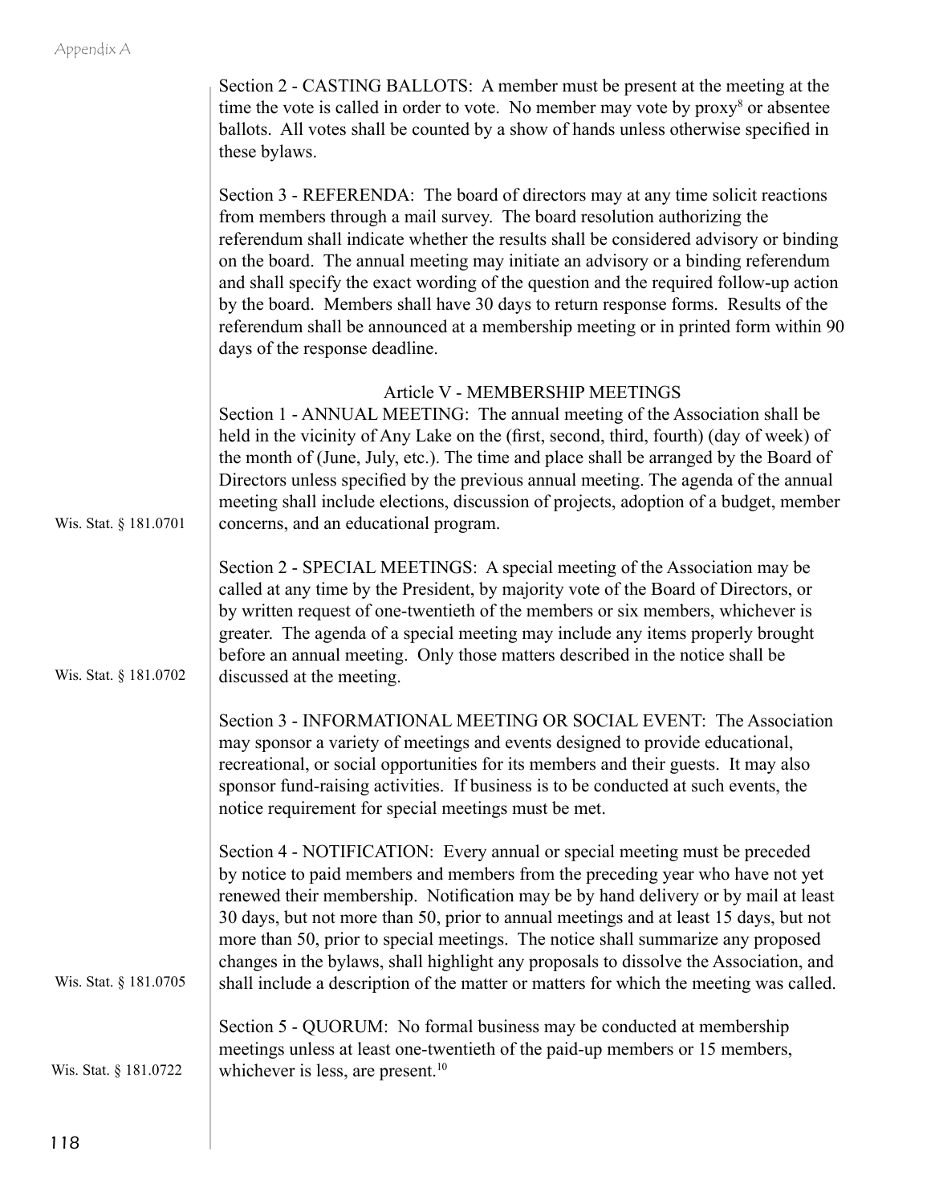Section 2 - CASTING BALLOTS: A member must be present at the meeting at the time the vote is called in order to vote. No member may vote by proxy[8] or absentee ballots. All votes shall be counted by a show of hands unless otherwise specified in these bylaws.

Section 3 - REFERENDA: The board of directors may at any time solicit reactions from members through a mail survey. The board resolution authorizing the referendum shall indicate whether the results shall be considered advisory or binding on the board. The annual meeting may initiate an advisory or a binding referendum and shall specify the exact wording of the question and the required follow-up action by the board. Members shall have 30 days to return response forms. Results of the referendum shall be announced at a membership meeting or in printed form within 90 days of the response deadline.

## Article V - MEMBERSHIP MEETINGS

Section 1 - ANNUAL MEETING: The annual meeting of the Association shall be held in the vicinity of Any Lake on the (first, second, third, fourth) (day of week) of the month of (June, July, etc.). The time and place shall be arranged by the Board of Directors unless specified by the previous annual meeting. The agenda of the annual meeting shall include elections, discussion of projects, adoption of a budget, member concerns, and an educational program.

Wis. Stat. § 181.0701

Section 2 - SPECIAL MEETINGS: A special meeting of the Association may be called at any time by the President, by majority vote of the Board of Directors, or by written request of one-twentieth of the members or six members, whichever is greater. The agenda of a special meeting may include any items properly brought before an annual meeting. Only those matters described in the notice shall be discussed at the meeting.

Wis. Stat. § 181.0702

Section 3 - INFORMATIONAL MEETING OR SOCIAL EVENT: The Association may sponsor a variety of meetings and events designed to provide educational, recreational, or social opportunities for its members and their guests. It may also sponsor fund-raising activities. If business is to be conducted at such events, the notice requirement for special meetings must be met.

Section 4 - NOTIFICATION: Every annual or special meeting must be preceded by notice to paid members and members from the preceding year who have not yet renewed their membership. Notification may be by hand delivery or by mail at least 30 days, but not more than 50, prior to annual meetings and at least 15 days, but not more than 50, prior to special meetings. The notice shall summarize any proposed changes in the bylaws, shall highlight any proposals to dissolve the Association, and shall include a description of the matter or matters for which the meeting was called.

Wis. Stat. § 181.0705

Section 5 - QUORUM: No formal business may be conducted at membership meetings unless at least one-twentieth of the paid-up members or 15 members, whichever is less, are present.[10]

Wis. Stat. § 181.0722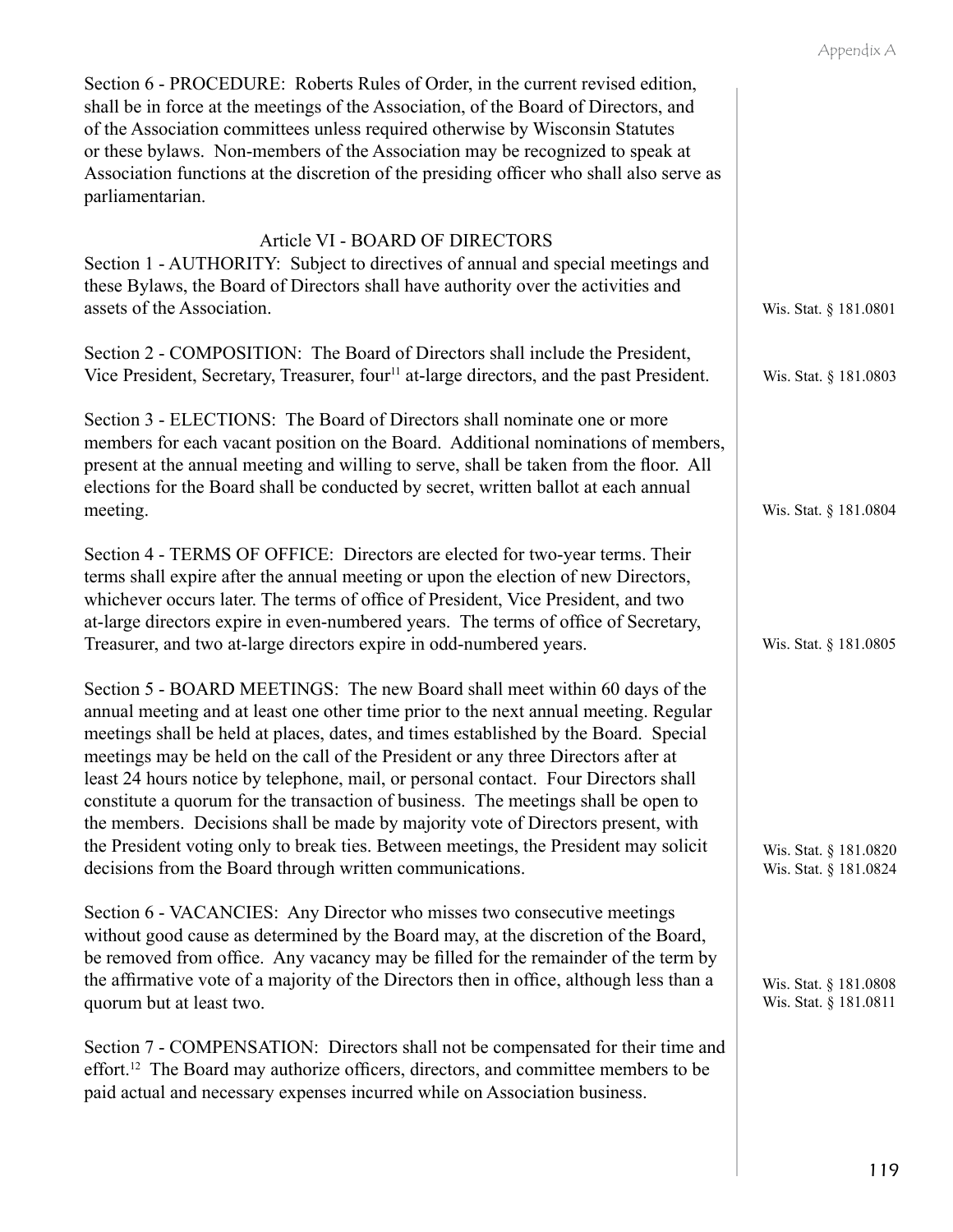Section 6 - PROCEDURE: Roberts Rules of Order, in the current revised edition, shall be in force at the meetings of the Association, of the Board of Directors, and of the Association committees unless required otherwise by Wisconsin Statutes or these bylaws. Non-members of the Association may be recognized to speak at Association functions at the discretion of the presiding officer who shall also serve as parliamentarian.

## Article VI - BOARD OF DIRECTORS

Section 1 - AUTHORITY: Subject to directives of annual and special meetings and these Bylaws, the Board of Directors shall have authority over the activities and assets of the Association.

Wis. Stat. § 181.0801

Section 2 - COMPOSITION: The Board of Directors shall include the President, Vice President, Secretary, Treasurer, four[11] at-large directors, and the past President.

Wis. Stat. § 181.0803

Section 3 - ELECTIONS: The Board of Directors shall nominate one or more members for each vacant position on the Board. Additional nominations of members, present at the annual meeting and willing to serve, shall be taken from the floor. All elections for the Board shall be conducted by secret, written ballot at each annual meeting.

Wis. Stat. § 181.0804

Section 4 - TERMS OF OFFICE: Directors are elected for two-year terms. Their terms shall expire after the annual meeting or upon the election of new Directors, whichever occurs later. The terms of office of President, Vice President, and two at-large directors expire in even-numbered years. The terms of office of Secretary, Treasurer, and two at-large directors expire in odd-numbered years.

Wis. Stat. § 181.0805

Section 5 - BOARD MEETINGS: The new Board shall meet within 60 days of the annual meeting and at least one other time prior to the next annual meeting. Regular meetings shall be held at places, dates, and times established by the Board. Special meetings may be held on the call of the President or any three Directors after at least 24 hours notice by telephone, mail, or personal contact. Four Directors shall constitute a quorum for the transaction of business. The meetings shall be open to the members. Decisions shall be made by majority vote of Directors present, with the President voting only to break ties. Between meetings, the President may solicit decisions from the Board through written communications.

Wis. Stat. § 181.0820
Wis. Stat. § 181.0824

Section 6 - VACANCIES: Any Director who misses two consecutive meetings without good cause as determined by the Board may, at the discretion of the Board, be removed from office. Any vacancy may be filled for the remainder of the term by the affirmative vote of a majority of the Directors then in office, although less than a quorum but at least two.

Wis. Stat. § 181.0808
Wis. Stat. § 181.0811

Section 7 - COMPENSATION: Directors shall not be compensated for their time and effort.[12] The Board may authorize officers, directors, and committee members to be paid actual and necessary expenses incurred while on Association business.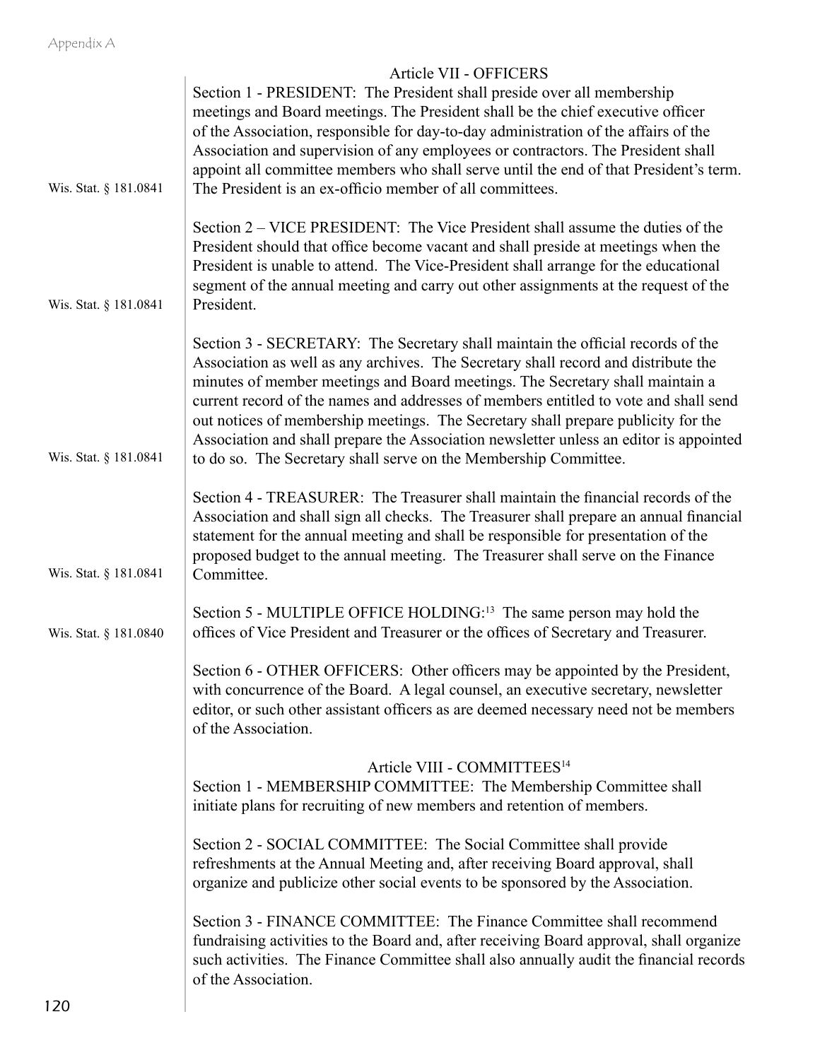## Article VII - OFFICERS

Section 1 - PRESIDENT: The President shall preside over all membership meetings and Board meetings. The President shall be the chief executive officer of the Association, responsible for day-to-day administration of the affairs of the Association and supervision of any employees or contractors. The President shall appoint all committee members who shall serve until the end of that President's term. The President is an ex-officio member of all committees.

Wis. Stat. § 181.0841

Section 2 – VICE PRESIDENT: The Vice President shall assume the duties of the President should that office become vacant and shall preside at meetings when the President is unable to attend. The Vice-President shall arrange for the educational segment of the annual meeting and carry out other assignments at the request of the President.

Wis. Stat. § 181.0841

Section 3 - SECRETARY: The Secretary shall maintain the official records of the Association as well as any archives. The Secretary shall record and distribute the minutes of member meetings and Board meetings. The Secretary shall maintain a current record of the names and addresses of members entitled to vote and shall send out notices of membership meetings. The Secretary shall prepare publicity for the Association and shall prepare the Association newsletter unless an editor is appointed to do so. The Secretary shall serve on the Membership Committee.

Wis. Stat. § 181.0841

Section 4 - TREASURER: The Treasurer shall maintain the financial records of the Association and shall sign all checks. The Treasurer shall prepare an annual financial statement for the annual meeting and shall be responsible for presentation of the proposed budget to the annual meeting. The Treasurer shall serve on the Finance Committee.

Wis. Stat. § 181.0841

Section 5 - MULTIPLE OFFICE HOLDING:[13] The same person may hold the offices of Vice President and Treasurer or the offices of Secretary and Treasurer.

Wis. Stat. § 181.0840

Section 6 - OTHER OFFICERS: Other officers may be appointed by the President, with concurrence of the Board. A legal counsel, an executive secretary, newsletter editor, or such other assistant officers as are deemed necessary need not be members of the Association.

## Article VIII - COMMITTEES[14]

Section 1 - MEMBERSHIP COMMITTEE: The Membership Committee shall initiate plans for recruiting of new members and retention of members.

Section 2 - SOCIAL COMMITTEE: The Social Committee shall provide refreshments at the Annual Meeting and, after receiving Board approval, shall organize and publicize other social events to be sponsored by the Association.

Section 3 - FINANCE COMMITTEE: The Finance Committee shall recommend fundraising activities to the Board and, after receiving Board approval, shall organize such activities. The Finance Committee shall also annually audit the financial records of the Association.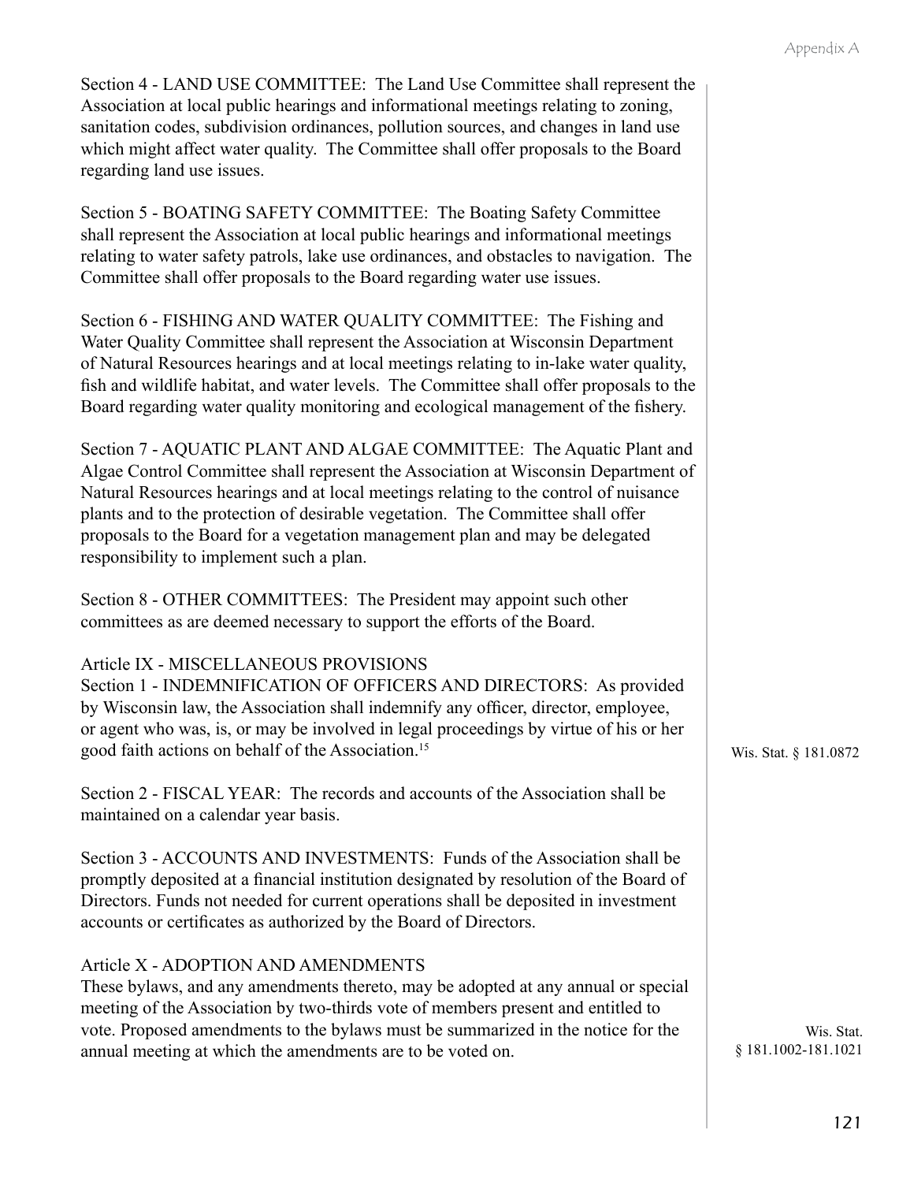Section 4 - LAND USE COMMITTEE: The Land Use Committee shall represent the Association at local public hearings and informational meetings relating to zoning, sanitation codes, subdivision ordinances, pollution sources, and changes in land use which might affect water quality. The Committee shall offer proposals to the Board regarding land use issues.

Section 5 - BOATING SAFETY COMMITTEE: The Boating Safety Committee shall represent the Association at local public hearings and informational meetings relating to water safety patrols, lake use ordinances, and obstacles to navigation. The Committee shall offer proposals to the Board regarding water use issues.

Section 6 - FISHING AND WATER QUALITY COMMITTEE: The Fishing and Water Quality Committee shall represent the Association at Wisconsin Department of Natural Resources hearings and at local meetings relating to in-lake water quality, fish and wildlife habitat, and water levels. The Committee shall offer proposals to the Board regarding water quality monitoring and ecological management of the fishery.

Section 7 - AQUATIC PLANT AND ALGAE COMMITTEE: The Aquatic Plant and Algae Control Committee shall represent the Association at Wisconsin Department of Natural Resources hearings and at local meetings relating to the control of nuisance plants and to the protection of desirable vegetation. The Committee shall offer proposals to the Board for a vegetation management plan and may be delegated responsibility to implement such a plan.

Section 8 - OTHER COMMITTEES: The President may appoint such other committees as are deemed necessary to support the efforts of the Board.

Article IX - MISCELLANEOUS PROVISIONS

Section 1 - INDEMNIFICATION OF OFFICERS AND DIRECTORS: As provided by Wisconsin law, the Association shall indemnify any officer, director, employee, or agent who was, is, or may be involved in legal proceedings by virtue of his or her good faith actions on behalf of the Association.[15]

Wis. Stat. § 181.0872

Section 2 - FISCAL YEAR: The records and accounts of the Association shall be maintained on a calendar year basis.

Section 3 - ACCOUNTS AND INVESTMENTS: Funds of the Association shall be promptly deposited at a financial institution designated by resolution of the Board of Directors. Funds not needed for current operations shall be deposited in investment accounts or certificates as authorized by the Board of Directors.

Article X - ADOPTION AND AMENDMENTS

These bylaws, and any amendments thereto, may be adopted at any annual or special meeting of the Association by two-thirds vote of members present and entitled to vote. Proposed amendments to the bylaws must be summarized in the notice for the annual meeting at which the amendments are to be voted on.

Wis. Stat. § 181.1002-181.1021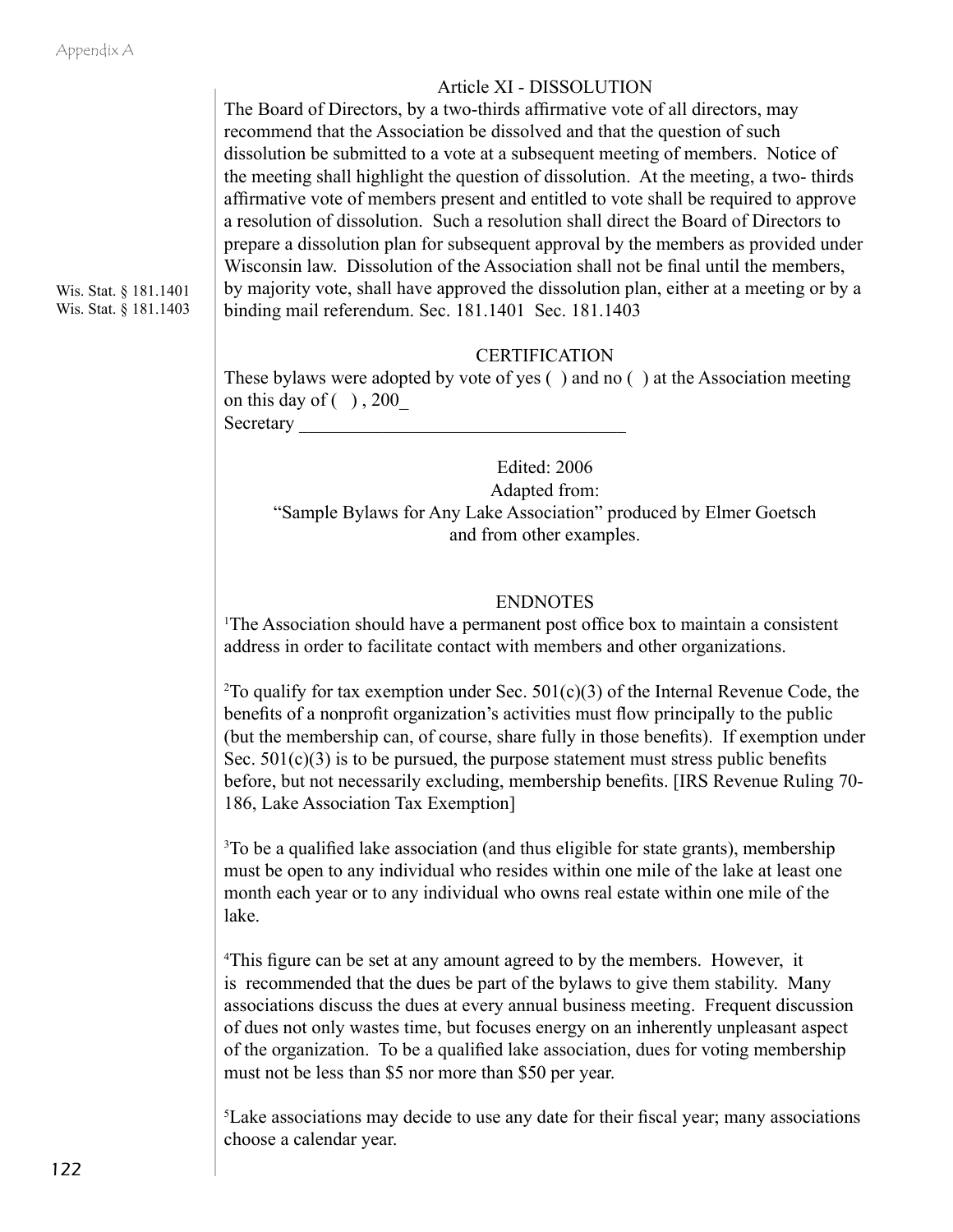## Article XI - DISSOLUTION

The Board of Directors, by a two-thirds affirmative vote of all directors, may recommend that the Association be dissolved and that the question of such dissolution be submitted to a vote at a subsequent meeting of members. Notice of the meeting shall highlight the question of dissolution. At the meeting, a two- thirds affirmative vote of members present and entitled to vote shall be required to approve a resolution of dissolution. Such a resolution shall direct the Board of Directors to prepare a dissolution plan for subsequent approval by the members as provided under Wisconsin law. Dissolution of the Association shall not be final until the members, by majority vote, shall have approved the dissolution plan, either at a meeting or by a binding mail referendum. Sec. 181.1401 Sec. 181.1403

Wis. Stat. § 181.1401
Wis. Stat. § 181.1403

## CERTIFICATION

These bylaws were adopted by vote of yes ( ) and no ( ) at the Association meeting on this day of ( ) , 200_
Secretary ___________________________________

Edited: 2006
Adapted from:
"Sample Bylaws for Any Lake Association" produced by Elmer Goetsch and from other examples.

## ENDNOTES

[1]The Association should have a permanent post office box to maintain a consistent address in order to facilitate contact with members and other organizations.

[2]To qualify for tax exemption under Sec. 501(c)(3) of the Internal Revenue Code, the benefits of a nonprofit organization's activities must flow principally to the public (but the membership can, of course, share fully in those benefits). If exemption under Sec. 501(c)(3) is to be pursued, the purpose statement must stress public benefits before, but not necessarily excluding, membership benefits. [IRS Revenue Ruling 70-186, Lake Association Tax Exemption]

[3]To be a qualified lake association (and thus eligible for state grants), membership must be open to any individual who resides within one mile of the lake at least one month each year or to any individual who owns real estate within one mile of the lake.

[4]This figure can be set at any amount agreed to by the members. However, it is recommended that the dues be part of the bylaws to give them stability. Many associations discuss the dues at every annual business meeting. Frequent discussion of dues not only wastes time, but focuses energy on an inherently unpleasant aspect of the organization. To be a qualified lake association, dues for voting membership must not be less than $5 nor more than $50 per year.

[5]Lake associations may decide to use any date for their fiscal year; many associations choose a calendar year.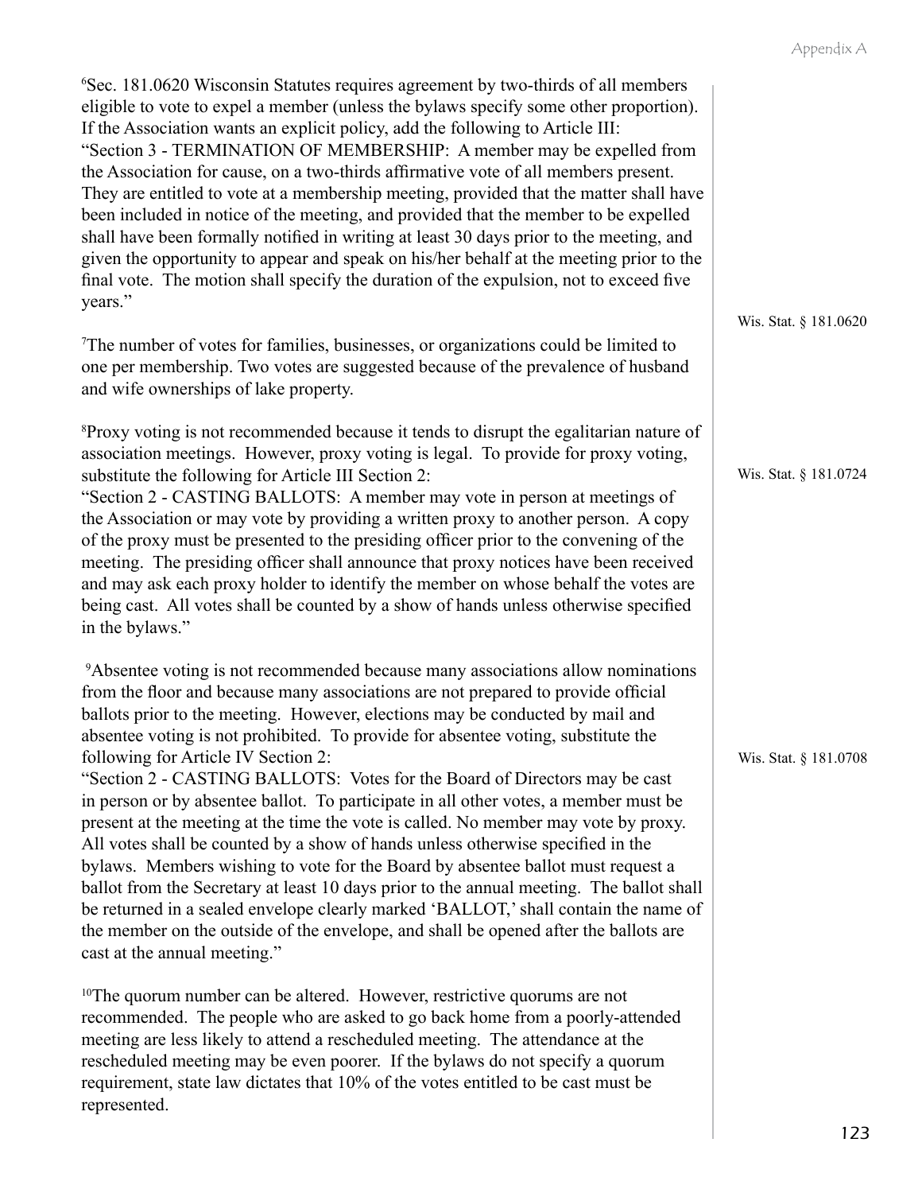[6]Sec. 181.0620 Wisconsin Statutes requires agreement by two-thirds of all members eligible to vote to expel a member (unless the bylaws specify some other proportion). If the Association wants an explicit policy, add the following to Article III: "Section 3 - TERMINATION OF MEMBERSHIP: A member may be expelled from the Association for cause, on a two-thirds affirmative vote of all members present. They are entitled to vote at a membership meeting, provided that the matter shall have been included in notice of the meeting, and provided that the member to be expelled shall have been formally notified in writing at least 30 days prior to the meeting, and given the opportunity to appear and speak on his/her behalf at the meeting prior to the final vote. The motion shall specify the duration of the expulsion, not to exceed five years."

Wis. Stat. § 181.0620

[7]The number of votes for families, businesses, or organizations could be limited to one per membership. Two votes are suggested because of the prevalence of husband and wife ownerships of lake property.

[8]Proxy voting is not recommended because it tends to disrupt the egalitarian nature of association meetings. However, proxy voting is legal. To provide for proxy voting, substitute the following for Article III Section 2:
"Section 2 - CASTING BALLOTS: A member may vote in person at meetings of the Association or may vote by providing a written proxy to another person. A copy of the proxy must be presented to the presiding officer prior to the convening of the meeting. The presiding officer shall announce that proxy notices have been received and may ask each proxy holder to identify the member on whose behalf the votes are being cast. All votes shall be counted by a show of hands unless otherwise specified in the bylaws."

Wis. Stat. § 181.0724

[9]Absentee voting is not recommended because many associations allow nominations from the floor and because many associations are not prepared to provide official ballots prior to the meeting. However, elections may be conducted by mail and absentee voting is not prohibited. To provide for absentee voting, substitute the following for Article IV Section 2:
"Section 2 - CASTING BALLOTS: Votes for the Board of Directors may be cast in person or by absentee ballot. To participate in all other votes, a member must be present at the meeting at the time the vote is called. No member may vote by proxy. All votes shall be counted by a show of hands unless otherwise specified in the bylaws. Members wishing to vote for the Board by absentee ballot must request a ballot from the Secretary at least 10 days prior to the annual meeting. The ballot shall be returned in a sealed envelope clearly marked 'BALLOT,' shall contain the name of the member on the outside of the envelope, and shall be opened after the ballots are cast at the annual meeting."

Wis. Stat. § 181.0708

[10]The quorum number can be altered. However, restrictive quorums are not recommended. The people who are asked to go back home from a poorly-attended meeting are less likely to attend a rescheduled meeting. The attendance at the rescheduled meeting may be even poorer. If the bylaws do not specify a quorum requirement, state law dictates that 10% of the votes entitled to be cast must be represented.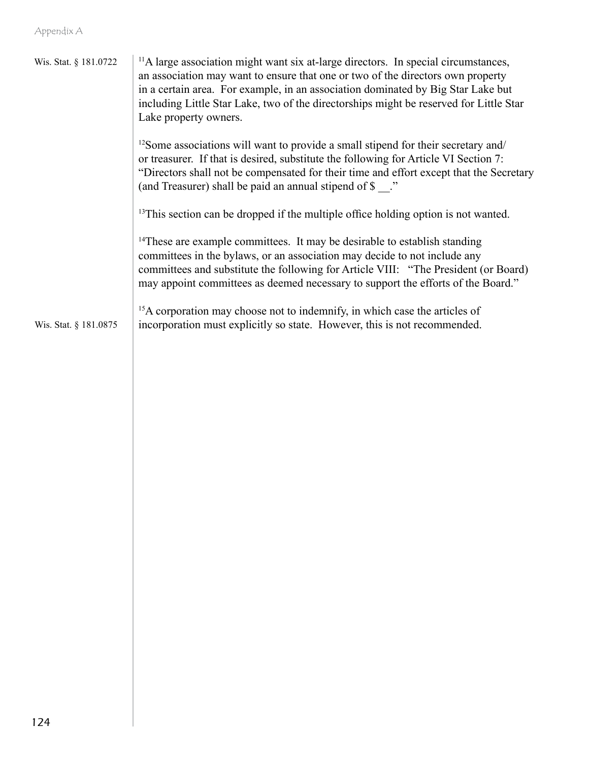Wis. Stat. § 181.0722

[11]A large association might want six at-large directors. In special circumstances, an association may want to ensure that one or two of the directors own property in a certain area. For example, in an association dominated by Big Star Lake but including Little Star Lake, two of the directorships might be reserved for Little Star Lake property owners.

[12]Some associations will want to provide a small stipend for their secretary and/or treasurer. If that is desired, substitute the following for Article VI Section 7: "Directors shall not be compensated for their time and effort except that the Secretary (and Treasurer) shall be paid an annual stipend of $ __."

[13]This section can be dropped if the multiple office holding option is not wanted.

[14]These are example committees. It may be desirable to establish standing committees in the bylaws, or an association may decide to not include any committees and substitute the following for Article VIII: "The President (or Board) may appoint committees as deemed necessary to support the efforts of the Board."

Wis. Stat. § 181.0875

[15]A corporation may choose not to indemnify, in which case the articles of incorporation must explicitly so state. However, this is not recommended.